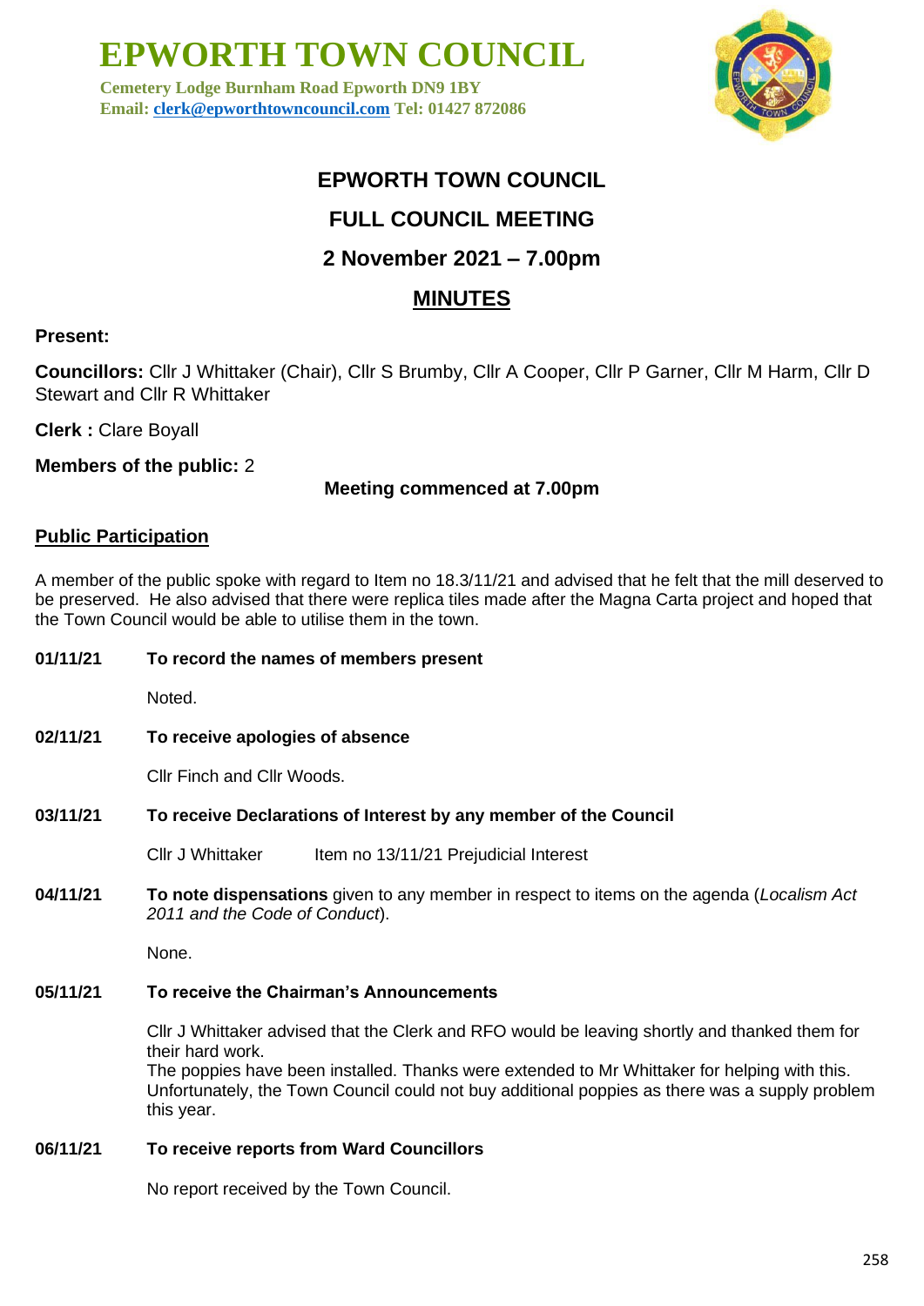# EPWORTH TOWN COUNCIL

**Cemetery Lodge Burnham Road Epworth DN9 1BY**
**Email: clerk@epworthtowncouncil.com Tel: 01427 872086**

## EPWORTH TOWN COUNCIL

## FULL COUNCIL MEETING

## 2 November 2021 – 7.00pm

## MINUTES

**Present:**

**Councillors:** Cllr J Whittaker (Chair), Cllr S Brumby, Cllr A Cooper, Cllr P Garner, Cllr M Harm, Cllr D Stewart and Cllr R Whittaker

**Clerk :** Clare Boyall

**Members of the public:** 2

**Meeting commenced at 7.00pm**

**Public Participation**

A member of the public spoke with regard to Item no 18.3/11/21 and advised that he felt that the mill deserved to be preserved. He also advised that there were replica tiles made after the Magna Carta project and hoped that the Town Council would be able to utilise them in the town.

**01/11/21 To record the names of members present**

Noted.

**02/11/21 To receive apologies of absence**

Cllr Finch and Cllr Woods.

**03/11/21 To receive Declarations of Interest by any member of the Council**

Cllr J Whittaker Item no 13/11/21 Prejudicial Interest

**04/11/21 To note dispensations** given to any member in respect to items on the agenda (*Localism Act 2011 and the Code of Conduct*).

None.

**05/11/21 To receive the Chairman's Announcements**

Cllr J Whittaker advised that the Clerk and RFO would be leaving shortly and thanked them for their hard work.
The poppies have been installed. Thanks were extended to Mr Whittaker for helping with this. Unfortunately, the Town Council could not buy additional poppies as there was a supply problem this year.

**06/11/21 To receive reports from Ward Councillors**

No report received by the Town Council.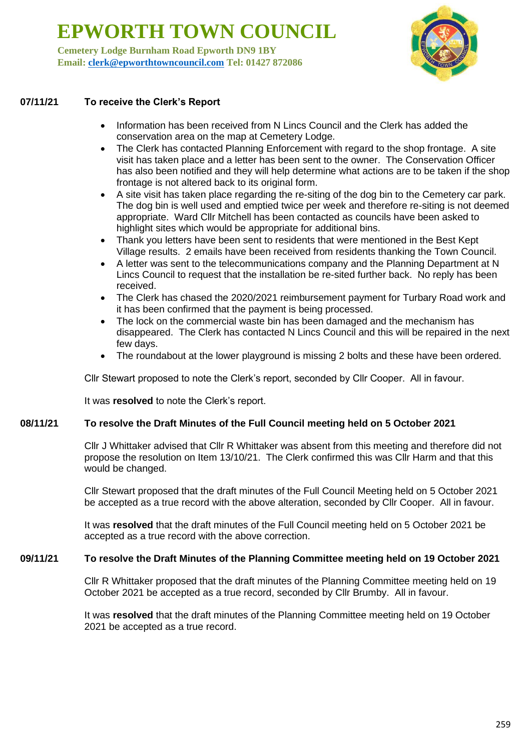# EPWORTH TOWN COUNCIL

**Cemetery Lodge Burnham Road Epworth DN9 1BY**
**Email: clerk@epworthtowncouncil.com Tel: 01427 872086**

### 07/11/21 To receive the Clerk's Report

- Information has been received from N Lincs Council and the Clerk has added the conservation area on the map at Cemetery Lodge.
- The Clerk has contacted Planning Enforcement with regard to the shop frontage. A site visit has taken place and a letter has been sent to the owner. The Conservation Officer has also been notified and they will help determine what actions are to be taken if the shop frontage is not altered back to its original form.
- A site visit has taken place regarding the re-siting of the dog bin to the Cemetery car park. The dog bin is well used and emptied twice per week and therefore re-siting is not deemed appropriate. Ward Cllr Mitchell has been contacted as councils have been asked to highlight sites which would be appropriate for additional bins.
- Thank you letters have been sent to residents that were mentioned in the Best Kept Village results. 2 emails have been received from residents thanking the Town Council.
- A letter was sent to the telecommunications company and the Planning Department at N Lincs Council to request that the installation be re-sited further back. No reply has been received.
- The Clerk has chased the 2020/2021 reimbursement payment for Turbary Road work and it has been confirmed that the payment is being processed.
- The lock on the commercial waste bin has been damaged and the mechanism has disappeared. The Clerk has contacted N Lincs Council and this will be repaired in the next few days.
- The roundabout at the lower playground is missing 2 bolts and these have been ordered.

Cllr Stewart proposed to note the Clerk's report, seconded by Cllr Cooper. All in favour.

It was **resolved** to note the Clerk's report.

### 08/11/21 To resolve the Draft Minutes of the Full Council meeting held on 5 October 2021

Cllr J Whittaker advised that Cllr R Whittaker was absent from this meeting and therefore did not propose the resolution on Item 13/10/21. The Clerk confirmed this was Cllr Harm and that this would be changed.

Cllr Stewart proposed that the draft minutes of the Full Council Meeting held on 5 October 2021 be accepted as a true record with the above alteration, seconded by Cllr Cooper. All in favour.

It was **resolved** that the draft minutes of the Full Council meeting held on 5 October 2021 be accepted as a true record with the above correction.

### 09/11/21 To resolve the Draft Minutes of the Planning Committee meeting held on 19 October 2021

Cllr R Whittaker proposed that the draft minutes of the Planning Committee meeting held on 19 October 2021 be accepted as a true record, seconded by Cllr Brumby. All in favour.

It was **resolved** that the draft minutes of the Planning Committee meeting held on 19 October 2021 be accepted as a true record.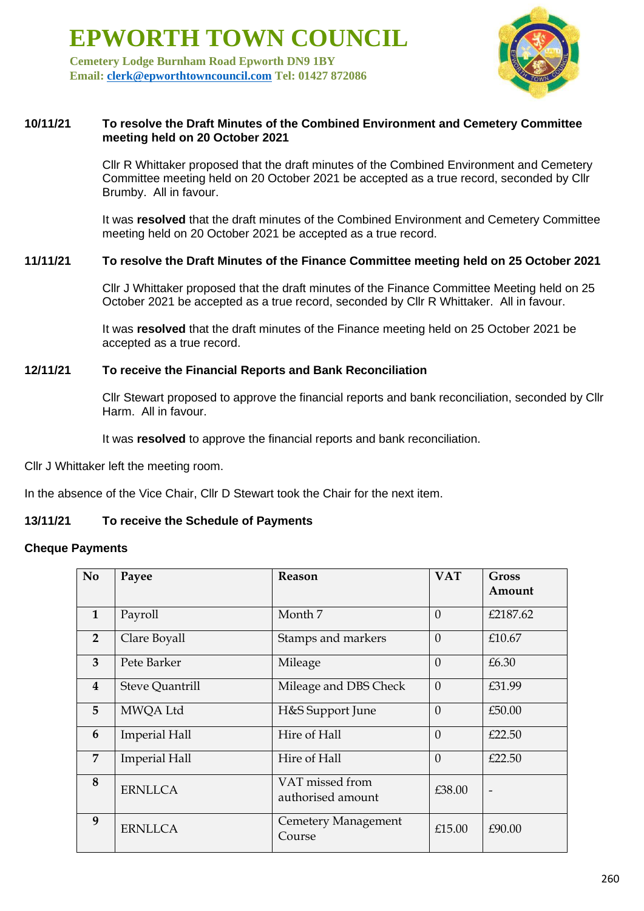# EPWORTH TOWN COUNCIL

**Cemetery Lodge Burnham Road Epworth DN9 1BY**
**Email: clerk@epworthtowncouncil.com Tel: 01427 872086**

### 10/11/21 To resolve the Draft Minutes of the Combined Environment and Cemetery Committee meeting held on 20 October 2021

Cllr R Whittaker proposed that the draft minutes of the Combined Environment and Cemetery Committee meeting held on 20 October 2021 be accepted as a true record, seconded by Cllr Brumby. All in favour.

It was **resolved** that the draft minutes of the Combined Environment and Cemetery Committee meeting held on 20 October 2021 be accepted as a true record.

### 11/11/21 To resolve the Draft Minutes of the Finance Committee meeting held on 25 October 2021

Cllr J Whittaker proposed that the draft minutes of the Finance Committee Meeting held on 25 October 2021 be accepted as a true record, seconded by Cllr R Whittaker. All in favour.

It was **resolved** that the draft minutes of the Finance meeting held on 25 October 2021 be accepted as a true record.

### 12/11/21 To receive the Financial Reports and Bank Reconciliation

Cllr Stewart proposed to approve the financial reports and bank reconciliation, seconded by Cllr Harm. All in favour.

It was **resolved** to approve the financial reports and bank reconciliation.

Cllr J Whittaker left the meeting room.

In the absence of the Vice Chair, Cllr D Stewart took the Chair for the next item.

### 13/11/21 To receive the Schedule of Payments

**Cheque Payments**

| No | Payee | Reason | VAT | Gross Amount |
|---|---|---|---|---|
| 1 | Payroll | Month 7 | 0 | £2187.62 |
| 2 | Clare Boyall | Stamps and markers | 0 | £10.67 |
| 3 | Pete Barker | Mileage | 0 | £6.30 |
| 4 | Steve Quantrill | Mileage and DBS Check | 0 | £31.99 |
| 5 | MWQA Ltd | H&S Support June | 0 | £50.00 |
| 6 | Imperial Hall | Hire of Hall | 0 | £22.50 |
| 7 | Imperial Hall | Hire of Hall | 0 | £22.50 |
| 8 | ERNLLCA | VAT missed from authorised amount | £38.00 | - |
| 9 | ERNLLCA | Cemetery Management Course | £15.00 | £90.00 |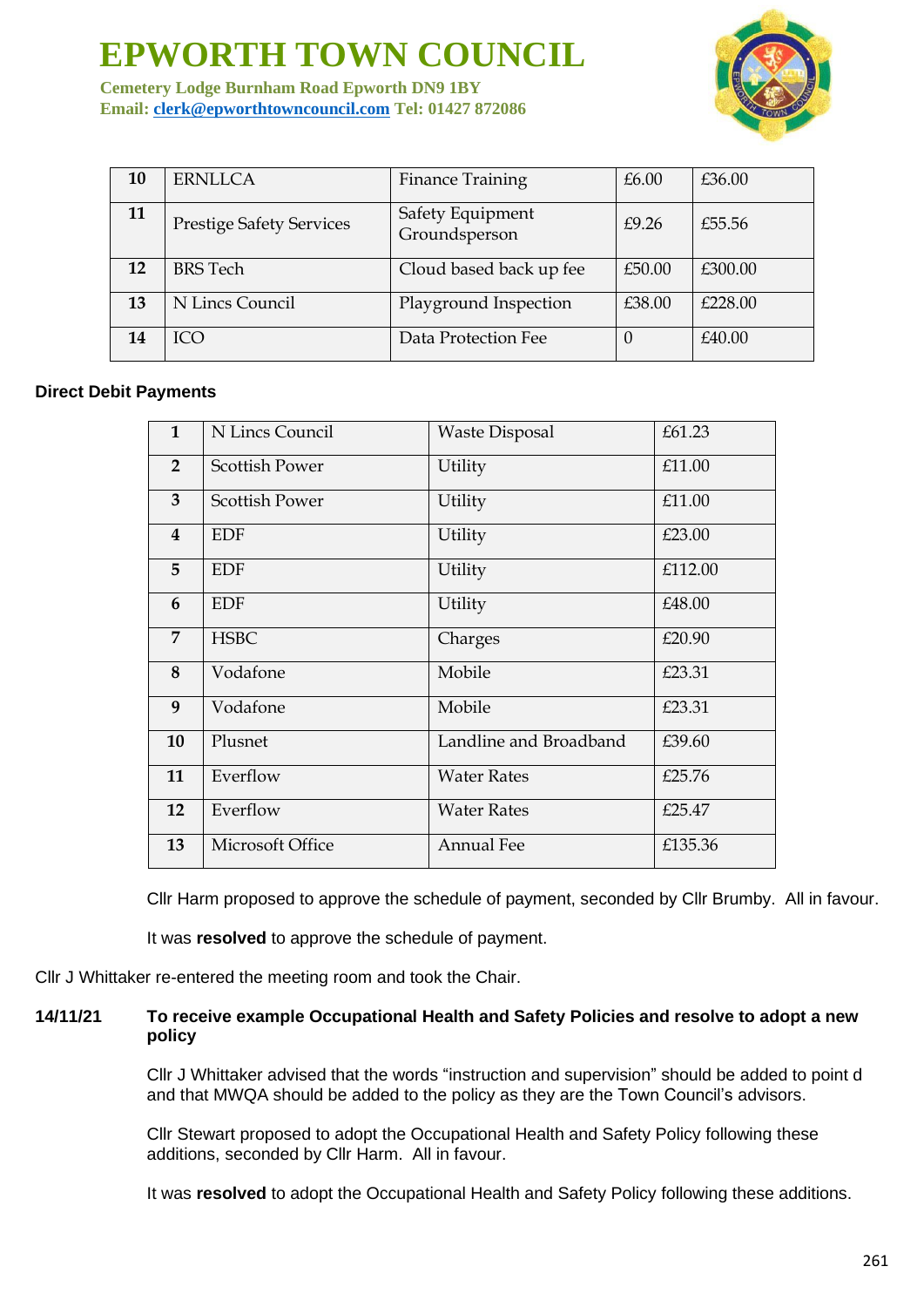# EPWORTH TOWN COUNCIL

**Cemetery Lodge Burnham Road Epworth DN9 1BY**
**Email: clerk@epworthtowncouncil.com Tel: 01427 872086**

| | | | | |
|---|---|---|---|---|
| **10** | ERNLLCA | Finance Training | £6.00 | £36.00 |
| **11** | Prestige Safety Services | Safety Equipment Groundsperson | £9.26 | £55.56 |
| **12** | BRS Tech | Cloud based back up fee | £50.00 | £300.00 |
| **13** | N Lincs Council | Playground Inspection | £38.00 | £228.00 |
| **14** | ICO | Data Protection Fee | 0 | £40.00 |

**Direct Debit Payments**

| | | | |
|---|---|---|---|
| **1** | N Lincs Council | Waste Disposal | £61.23 |
| **2** | Scottish Power | Utility | £11.00 |
| **3** | Scottish Power | Utility | £11.00 |
| **4** | EDF | Utility | £23.00 |
| **5** | EDF | Utility | £112.00 |
| **6** | EDF | Utility | £48.00 |
| **7** | HSBC | Charges | £20.90 |
| **8** | Vodafone | Mobile | £23.31 |
| **9** | Vodafone | Mobile | £23.31 |
| **10** | Plusnet | Landline and Broadband | £39.60 |
| **11** | Everflow | Water Rates | £25.76 |
| **12** | Everflow | Water Rates | £25.47 |
| **13** | Microsoft Office | Annual Fee | £135.36 |

Cllr Harm proposed to approve the schedule of payment, seconded by Cllr Brumby. All in favour.

It was **resolved** to approve the schedule of payment.

Cllr J Whittaker re-entered the meeting room and took the Chair.

**14/11/21 To receive example Occupational Health and Safety Policies and resolve to adopt a new policy**

Cllr J Whittaker advised that the words "instruction and supervision" should be added to point d and that MWQA should be added to the policy as they are the Town Council's advisors.

Cllr Stewart proposed to adopt the Occupational Health and Safety Policy following these additions, seconded by Cllr Harm. All in favour.

It was **resolved** to adopt the Occupational Health and Safety Policy following these additions.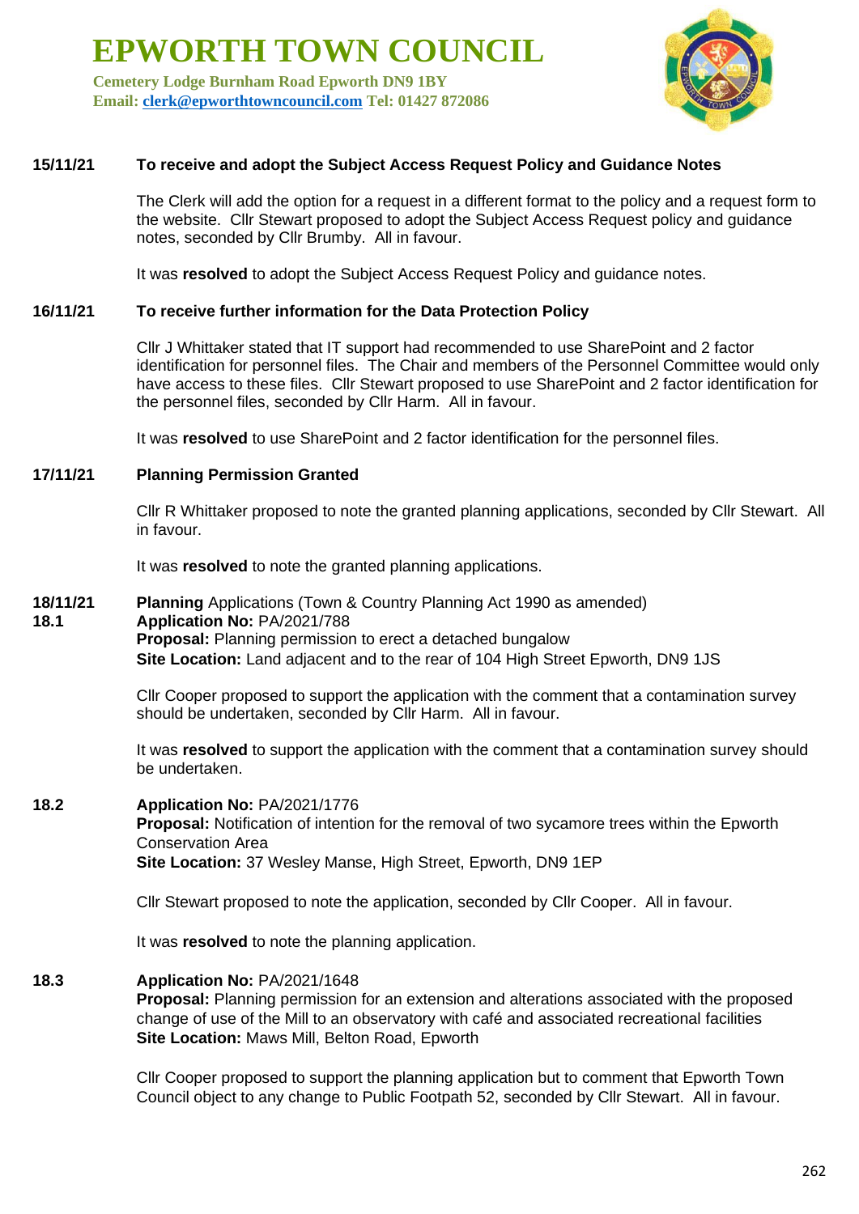# EPWORTH TOWN COUNCIL

**Cemetery Lodge Burnham Road Epworth DN9 1BY**
**Email: clerk@epworthtowncouncil.com Tel: 01427 872086**

**15/11/21 To receive and adopt the Subject Access Request Policy and Guidance Notes**

The Clerk will add the option for a request in a different format to the policy and a request form to the website. Cllr Stewart proposed to adopt the Subject Access Request policy and guidance notes, seconded by Cllr Brumby. All in favour.

It was **resolved** to adopt the Subject Access Request Policy and guidance notes.

**16/11/21 To receive further information for the Data Protection Policy**

Cllr J Whittaker stated that IT support had recommended to use SharePoint and 2 factor identification for personnel files. The Chair and members of the Personnel Committee would only have access to these files. Cllr Stewart proposed to use SharePoint and 2 factor identification for the personnel files, seconded by Cllr Harm. All in favour.

It was **resolved** to use SharePoint and 2 factor identification for the personnel files.

**17/11/21 Planning Permission Granted**

Cllr R Whittaker proposed to note the granted planning applications, seconded by Cllr Stewart. All in favour.

It was **resolved** to note the granted planning applications.

**18/11/21 Planning** Applications (Town & Country Planning Act 1990 as amended)

**18.1 Application No:** PA/2021/788
**Proposal:** Planning permission to erect a detached bungalow
**Site Location:** Land adjacent and to the rear of 104 High Street Epworth, DN9 1JS

Cllr Cooper proposed to support the application with the comment that a contamination survey should be undertaken, seconded by Cllr Harm. All in favour.

It was **resolved** to support the application with the comment that a contamination survey should be undertaken.

**18.2 Application No:** PA/2021/1776
**Proposal:** Notification of intention for the removal of two sycamore trees within the Epworth Conservation Area
**Site Location:** 37 Wesley Manse, High Street, Epworth, DN9 1EP

Cllr Stewart proposed to note the application, seconded by Cllr Cooper. All in favour.

It was **resolved** to note the planning application.

**18.3 Application No:** PA/2021/1648
**Proposal:** Planning permission for an extension and alterations associated with the proposed change of use of the Mill to an observatory with café and associated recreational facilities
**Site Location:** Maws Mill, Belton Road, Epworth

Cllr Cooper proposed to support the planning application but to comment that Epworth Town Council object to any change to Public Footpath 52, seconded by Cllr Stewart. All in favour.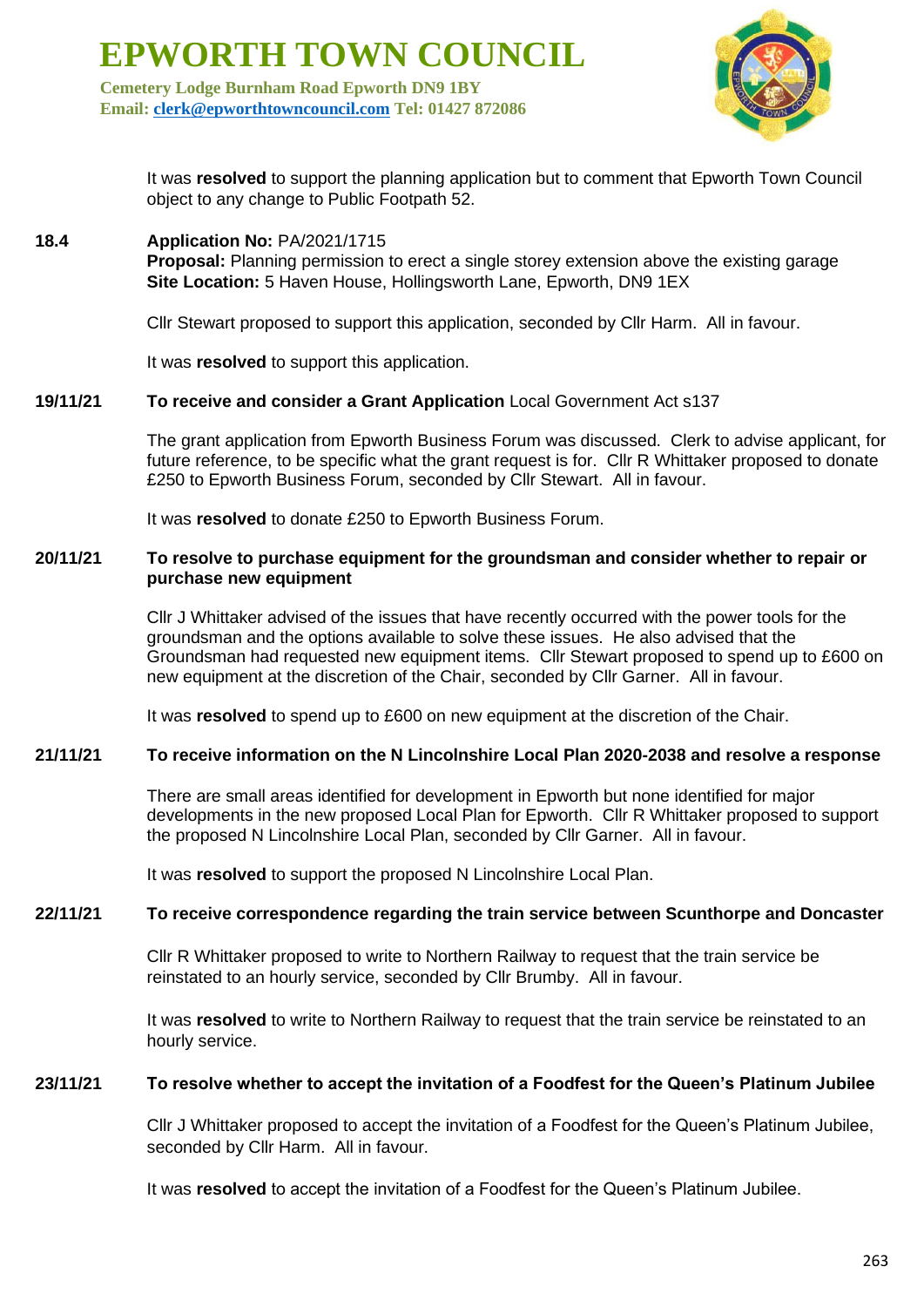It was **resolved** to support the planning application but to comment that Epworth Town Council object to any change to Public Footpath 52.

**18.4** **Application No:** PA/2021/1715
**Proposal:** Planning permission to erect a single storey extension above the existing garage
**Site Location:** 5 Haven House, Hollingsworth Lane, Epworth, DN9 1EX

Cllr Stewart proposed to support this application, seconded by Cllr Harm. All in favour.

It was **resolved** to support this application.

**19/11/21** **To receive and consider a Grant Application** Local Government Act s137

The grant application from Epworth Business Forum was discussed. Clerk to advise applicant, for future reference, to be specific what the grant request is for. Cllr R Whittaker proposed to donate £250 to Epworth Business Forum, seconded by Cllr Stewart. All in favour.

It was **resolved** to donate £250 to Epworth Business Forum.

**20/11/21** **To resolve to purchase equipment for the groundsman and consider whether to repair or purchase new equipment**

Cllr J Whittaker advised of the issues that have recently occurred with the power tools for the groundsman and the options available to solve these issues. He also advised that the Groundsman had requested new equipment items. Cllr Stewart proposed to spend up to £600 on new equipment at the discretion of the Chair, seconded by Cllr Garner. All in favour.

It was **resolved** to spend up to £600 on new equipment at the discretion of the Chair.

**21/11/21** **To receive information on the N Lincolnshire Local Plan 2020-2038 and resolve a response**

There are small areas identified for development in Epworth but none identified for major developments in the new proposed Local Plan for Epworth. Cllr R Whittaker proposed to support the proposed N Lincolnshire Local Plan, seconded by Cllr Garner. All in favour.

It was **resolved** to support the proposed N Lincolnshire Local Plan.

**22/11/21** **To receive correspondence regarding the train service between Scunthorpe and Doncaster**

Cllr R Whittaker proposed to write to Northern Railway to request that the train service be reinstated to an hourly service, seconded by Cllr Brumby. All in favour.

It was **resolved** to write to Northern Railway to request that the train service be reinstated to an hourly service.

**23/11/21** **To resolve whether to accept the invitation of a Foodfest for the Queen's Platinum Jubilee**

Cllr J Whittaker proposed to accept the invitation of a Foodfest for the Queen's Platinum Jubilee, seconded by Cllr Harm. All in favour.

It was **resolved** to accept the invitation of a Foodfest for the Queen's Platinum Jubilee.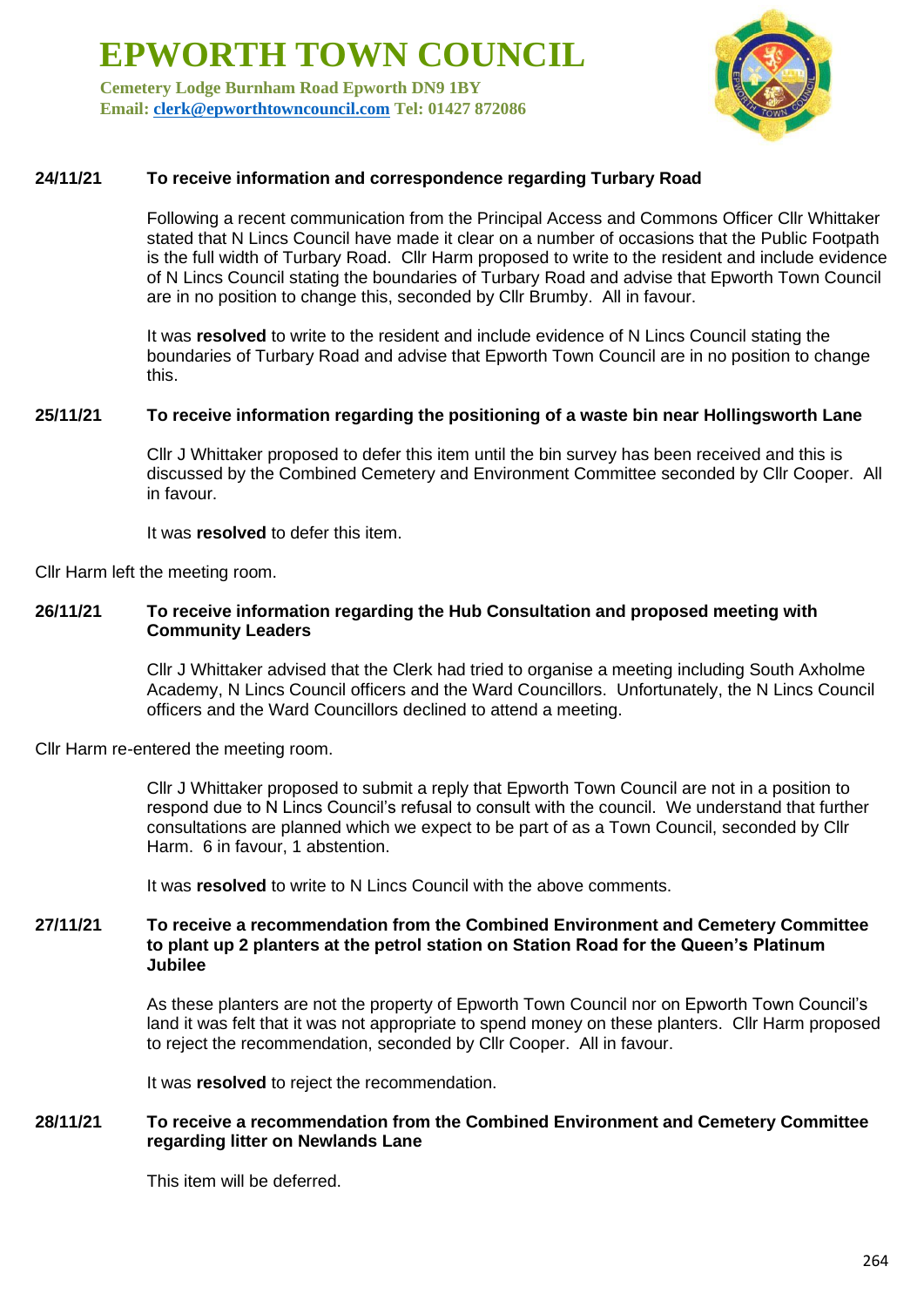# EPWORTH TOWN COUNCIL

**Cemetery Lodge Burnham Road Epworth DN9 1BY**
**Email: clerk@epworthtowncouncil.com Tel: 01427 872086**

**24/11/21 To receive information and correspondence regarding Turbary Road**

Following a recent communication from the Principal Access and Commons Officer Cllr Whittaker stated that N Lincs Council have made it clear on a number of occasions that the Public Footpath is the full width of Turbary Road. Cllr Harm proposed to write to the resident and include evidence of N Lincs Council stating the boundaries of Turbary Road and advise that Epworth Town Council are in no position to change this, seconded by Cllr Brumby. All in favour.

It was **resolved** to write to the resident and include evidence of N Lincs Council stating the boundaries of Turbary Road and advise that Epworth Town Council are in no position to change this.

**25/11/21 To receive information regarding the positioning of a waste bin near Hollingsworth Lane**

Cllr J Whittaker proposed to defer this item until the bin survey has been received and this is discussed by the Combined Cemetery and Environment Committee seconded by Cllr Cooper. All in favour.

It was **resolved** to defer this item.

Cllr Harm left the meeting room.

**26/11/21 To receive information regarding the Hub Consultation and proposed meeting with Community Leaders**

Cllr J Whittaker advised that the Clerk had tried to organise a meeting including South Axholme Academy, N Lincs Council officers and the Ward Councillors. Unfortunately, the N Lincs Council officers and the Ward Councillors declined to attend a meeting.

Cllr Harm re-entered the meeting room.

Cllr J Whittaker proposed to submit a reply that Epworth Town Council are not in a position to respond due to N Lincs Council's refusal to consult with the council. We understand that further consultations are planned which we expect to be part of as a Town Council, seconded by Cllr Harm. 6 in favour, 1 abstention.

It was **resolved** to write to N Lincs Council with the above comments.

**27/11/21 To receive a recommendation from the Combined Environment and Cemetery Committee to plant up 2 planters at the petrol station on Station Road for the Queen's Platinum Jubilee**

As these planters are not the property of Epworth Town Council nor on Epworth Town Council's land it was felt that it was not appropriate to spend money on these planters. Cllr Harm proposed to reject the recommendation, seconded by Cllr Cooper. All in favour.

It was **resolved** to reject the recommendation.

**28/11/21 To receive a recommendation from the Combined Environment and Cemetery Committee regarding litter on Newlands Lane**

This item will be deferred.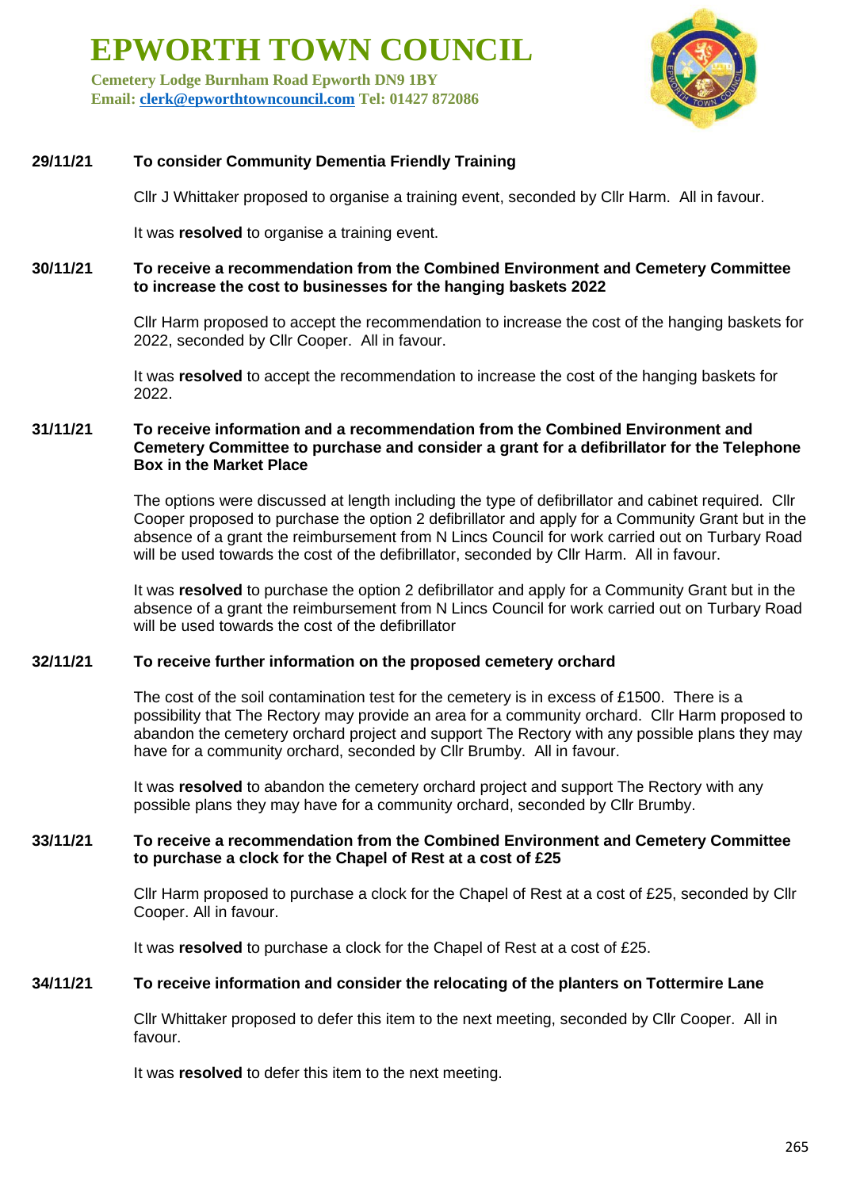**29/11/21 To consider Community Dementia Friendly Training**

Cllr J Whittaker proposed to organise a training event, seconded by Cllr Harm. All in favour.

It was **resolved** to organise a training event.

**30/11/21 To receive a recommendation from the Combined Environment and Cemetery Committee to increase the cost to businesses for the hanging baskets 2022**

Cllr Harm proposed to accept the recommendation to increase the cost of the hanging baskets for 2022, seconded by Cllr Cooper. All in favour.

It was **resolved** to accept the recommendation to increase the cost of the hanging baskets for 2022.

**31/11/21 To receive information and a recommendation from the Combined Environment and Cemetery Committee to purchase and consider a grant for a defibrillator for the Telephone Box in the Market Place**

The options were discussed at length including the type of defibrillator and cabinet required. Cllr Cooper proposed to purchase the option 2 defibrillator and apply for a Community Grant but in the absence of a grant the reimbursement from N Lincs Council for work carried out on Turbary Road will be used towards the cost of the defibrillator, seconded by Cllr Harm. All in favour.

It was **resolved** to purchase the option 2 defibrillator and apply for a Community Grant but in the absence of a grant the reimbursement from N Lincs Council for work carried out on Turbary Road will be used towards the cost of the defibrillator

**32/11/21 To receive further information on the proposed cemetery orchard**

The cost of the soil contamination test for the cemetery is in excess of £1500. There is a possibility that The Rectory may provide an area for a community orchard. Cllr Harm proposed to abandon the cemetery orchard project and support The Rectory with any possible plans they may have for a community orchard, seconded by Cllr Brumby. All in favour.

It was **resolved** to abandon the cemetery orchard project and support The Rectory with any possible plans they may have for a community orchard, seconded by Cllr Brumby.

**33/11/21 To receive a recommendation from the Combined Environment and Cemetery Committee to purchase a clock for the Chapel of Rest at a cost of £25**

Cllr Harm proposed to purchase a clock for the Chapel of Rest at a cost of £25, seconded by Cllr Cooper. All in favour.

It was **resolved** to purchase a clock for the Chapel of Rest at a cost of £25.

**34/11/21 To receive information and consider the relocating of the planters on Tottermire Lane**

Cllr Whittaker proposed to defer this item to the next meeting, seconded by Cllr Cooper. All in favour.

It was **resolved** to defer this item to the next meeting.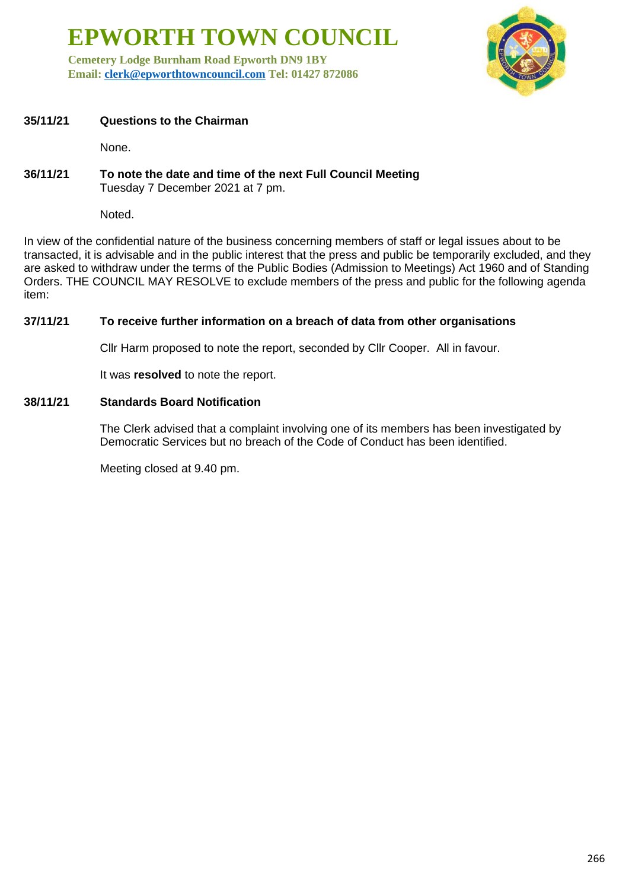# EPWORTH TOWN COUNCIL

**Cemetery Lodge Burnham Road Epworth DN9 1BY**
**Email: clerk@epworthtowncouncil.com Tel: 01427 872086**

**35/11/21 Questions to the Chairman**

None.

**36/11/21 To note the date and time of the next Full Council Meeting**
Tuesday 7 December 2021 at 7 pm.

Noted.

In view of the confidential nature of the business concerning members of staff or legal issues about to be transacted, it is advisable and in the public interest that the press and public be temporarily excluded, and they are asked to withdraw under the terms of the Public Bodies (Admission to Meetings) Act 1960 and of Standing Orders. THE COUNCIL MAY RESOLVE to exclude members of the press and public for the following agenda item:

**37/11/21 To receive further information on a breach of data from other organisations**

Cllr Harm proposed to note the report, seconded by Cllr Cooper. All in favour.

It was **resolved** to note the report.

**38/11/21 Standards Board Notification**

The Clerk advised that a complaint involving one of its members has been investigated by Democratic Services but no breach of the Code of Conduct has been identified.

Meeting closed at 9.40 pm.